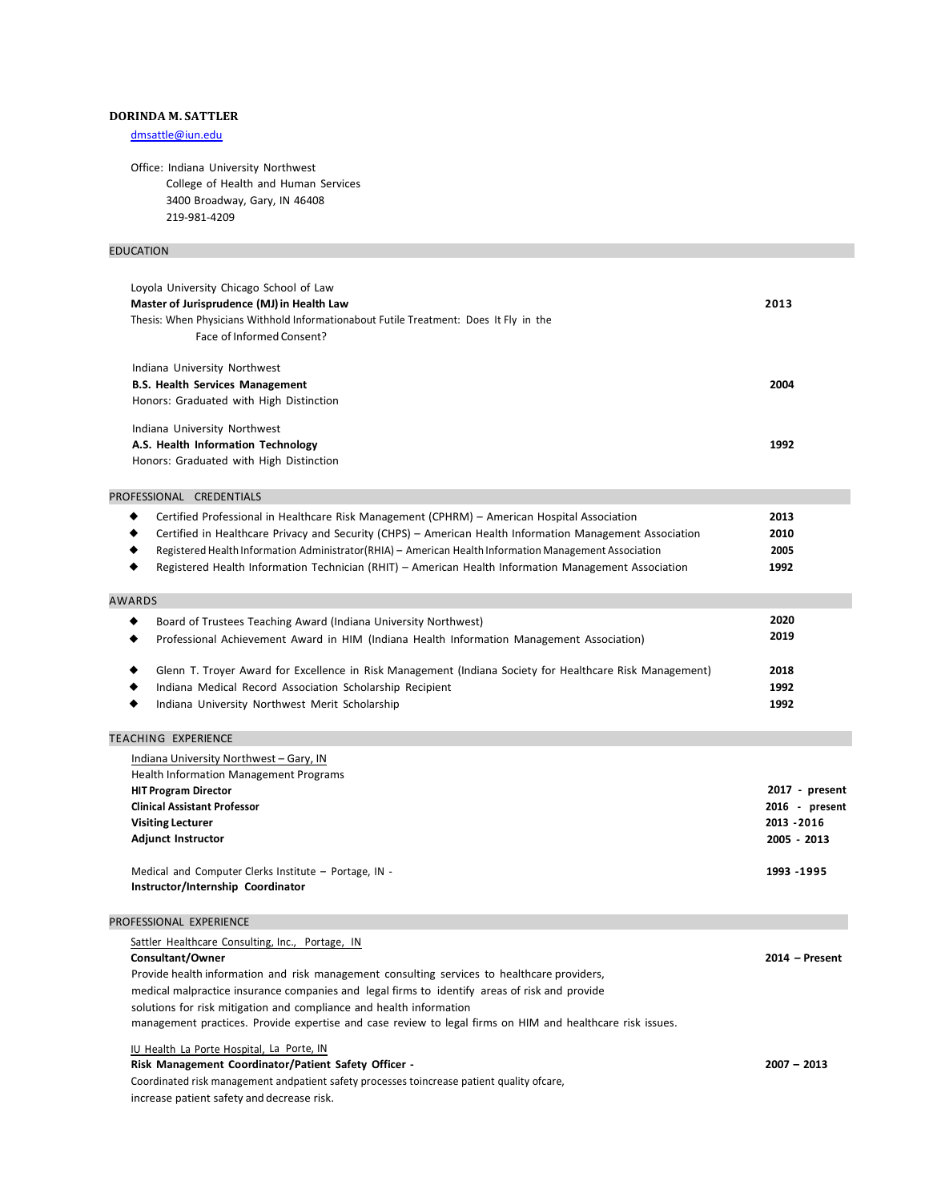**DORINDA M. SATTLER**

dmsattle@iun.edu

Office: Indiana University Northwest
College of Health and Human Services
3400 Broadway, Gary, IN 46408
219-981-4209

## EDUCATION

Loyola University Chicago School of Law
**Master of Jurisprudence (MJ) in Health Law** — **2013**
Thesis: When Physicians Withhold Informationabout Futile Treatment: Does It Fly in the Face of Informed Consent?

Indiana University Northwest
**B.S. Health Services Management** — **2004**
Honors: Graduated with High Distinction

Indiana University Northwest
**A.S. Health Information Technology** — **1992**
Honors: Graduated with High Distinction

## PROFESSIONAL CREDENTIALS

- Certified Professional in Healthcare Risk Management (CPHRM) – American Hospital Association — **2013**
- Certified in Healthcare Privacy and Security (CHPS) – American Health Information Management Association — **2010**
- Registered Health Information Administrator(RHIA) – American Health Information Management Association — **2005**
- Registered Health Information Technician (RHIT) – American Health Information Management Association — **1992**

## AWARDS

- Board of Trustees Teaching Award (Indiana University Northwest) — **2020**
- Professional Achievement Award in HIM (Indiana Health Information Management Association) — **2019**
- Glenn T. Troyer Award for Excellence in Risk Management (Indiana Society for Healthcare Risk Management) — **2018**
- Indiana Medical Record Association Scholarship Recipient — **1992**
- Indiana University Northwest Merit Scholarship — **1992**

## TEACHING EXPERIENCE

Indiana University Northwest – Gary, IN
Health Information Management Programs

**HIT Program Director** — **2017 - present**
**Clinical Assistant Professor** — **2016 - present**
**Visiting Lecturer** — **2013 -2016**
**Adjunct Instructor** — **2005 - 2013**

Medical and Computer Clerks Institute – Portage, IN - — **1993 -1995**
**Instructor/Internship Coordinator**

## PROFESSIONAL EXPERIENCE

Sattler Healthcare Consulting, Inc., Portage, IN
**Consultant/Owner** — **2014 – Present**
Provide health information and risk management consulting services to healthcare providers, medical malpractice insurance companies and legal firms to identify areas of risk and provide solutions for risk mitigation and compliance and health information management practices. Provide expertise and case review to legal firms on HIM and healthcare risk issues.

IU Health La Porte Hospital, La Porte, IN
**Risk Management Coordinator/Patient Safety Officer -** — **2007 – 2013**
Coordinated risk management andpatient safety processes toincrease patient quality ofcare, increase patient safety and decrease risk.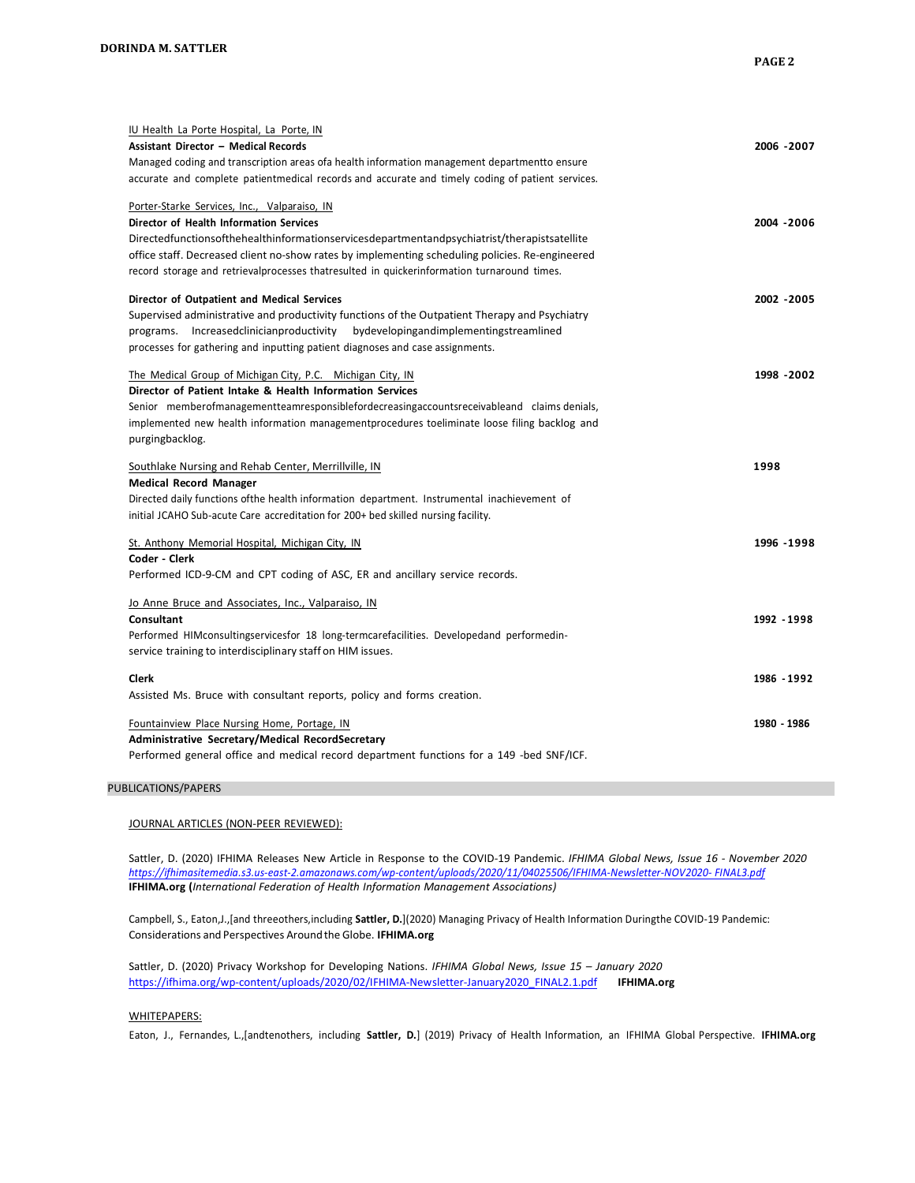IU Health La Porte Hospital, La Porte, IN

**Assistant Director – Medical Records** 2006 -2007

Managed coding and transcription areas ofa health information management departmentto ensure accurate and complete patientmedical records and accurate and timely coding of patient services.

Porter-Starke Services, Inc., Valparaiso, IN

**Director of Health Information Services** 2004 -2006

Directedfunctionsofthehealthinformationservicesdepartmentandpsychiatrist/therapistsatellite office staff. Decreased client no-show rates by implementing scheduling policies. Re-engineered record storage and retrievalprocesses thatresulted in quickerinformation turnaround times.

**Director of Outpatient and Medical Services** 2002 -2005

Supervised administrative and productivity functions of the Outpatient Therapy and Psychiatry programs. Increasedclinicianproductivity bydevelopingandimplementingstreamlined processes for gathering and inputting patient diagnoses and case assignments.

The Medical Group of Michigan City, P.C. Michigan City, IN 1998 -2002

**Director of Patient Intake & Health Information Services**

Senior memberofmanagementteamresponsiblefordecreasingaccountsreceivableand claims denials, implemented new health information managementprocedures toeliminate loose filing backlog and purgingbacklog.

Southlake Nursing and Rehab Center, Merrillville, IN 1998

**Medical Record Manager**

Directed daily functions ofthe health information department. Instrumental inachievement of initial JCAHO Sub-acute Care accreditation for 200+ bed skilled nursing facility.

St. Anthony Memorial Hospital, Michigan City, IN 1996 -1998

**Coder - Clerk**

Performed ICD-9-CM and CPT coding of ASC, ER and ancillary service records.

Jo Anne Bruce and Associates, Inc., Valparaiso, IN

**Consultant** 1992 -1998

Performed HIMconsultingservicesfor 18 long-termcarefacilities. Developedand performedin-service training to interdisciplinary staff on HIM issues.

**Clerk** 1986 -1992

Assisted Ms. Bruce with consultant reports, policy and forms creation.

Fountainview Place Nursing Home, Portage, IN 1980 - 1986

**Administrative Secretary/Medical RecordSecretary**

Performed general office and medical record department functions for a 149 -bed SNF/ICF.

## PUBLICATIONS/PAPERS

JOURNAL ARTICLES (NON-PEER REVIEWED):

Sattler, D. (2020) IFHIMA Releases New Article in Response to the COVID-19 Pandemic. *IFHIMA Global News, Issue 16 - November 2020* *https://ifhimasitemedia.s3.us-east-2.amazonaws.com/wp-content/uploads/2020/11/04025506/IFHIMA-Newsletter-NOV2020- FINAL3.pdf* **IFHIMA.org (***International Federation of Health Information Management Associations)*

Campbell, S., Eaton,J.,[and threeothers,including **Sattler, D.**](2020) Managing Privacy of Health Information Duringthe COVID-19 Pandemic: Considerations and Perspectives Around the Globe. **IFHIMA.org**

Sattler, D. (2020) Privacy Workshop for Developing Nations. *IFHIMA Global News, Issue 15 – January 2020* https://ifhima.org/wp-content/uploads/2020/02/IFHIMA-Newsletter-January2020_FINAL2.1.pdf **IFHIMA.org**

WHITEPAPERS:

Eaton, J., Fernandes, L.,[andtenothers, including **Sattler, D.**] (2019) Privacy of Health Information, an IFHIMA Global Perspective. **IFHIMA.org**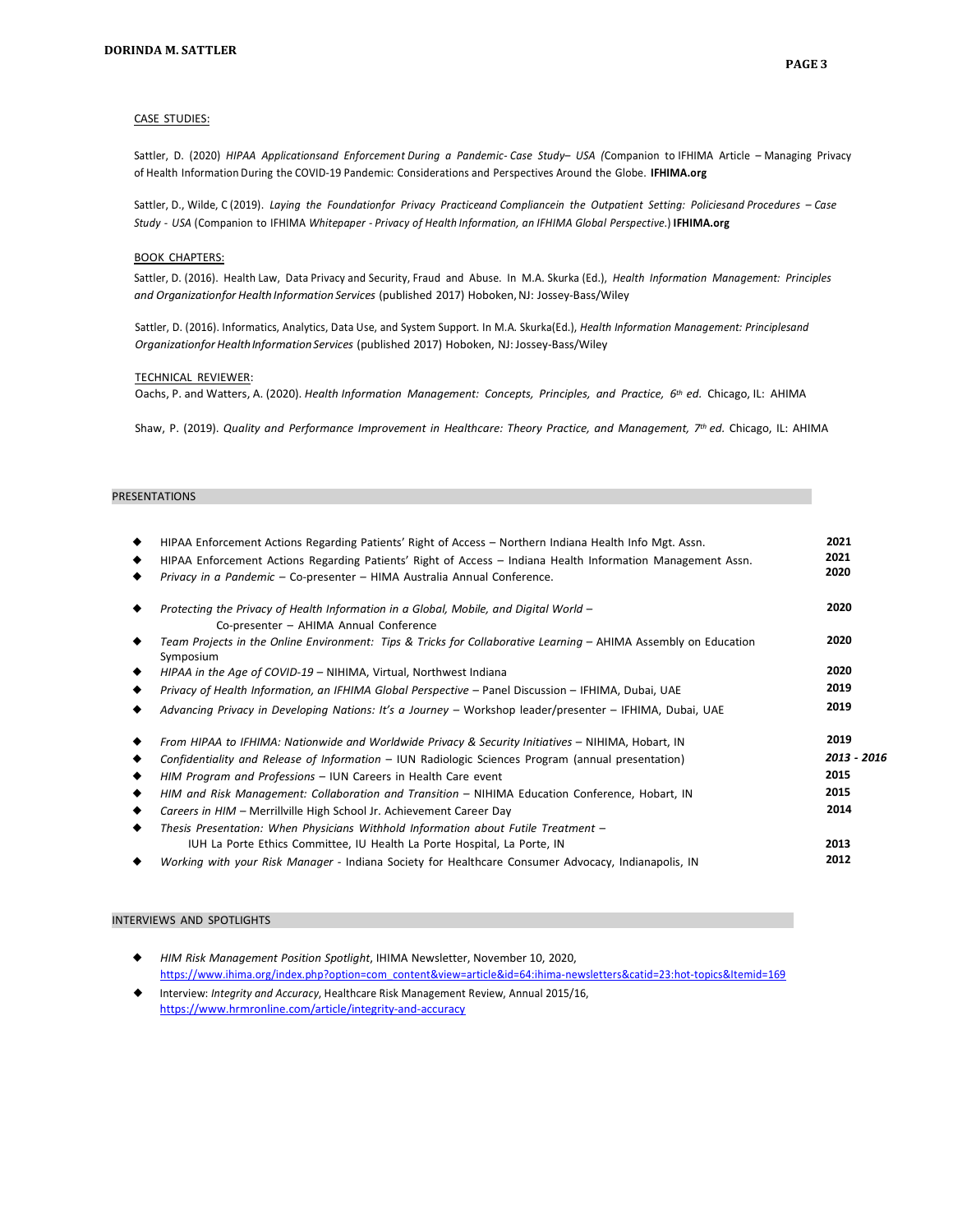CASE STUDIES:

Sattler, D. (2020) *HIPAA Applicationsand Enforcement During a Pandemic- Case Study– USA (*Companion to IFHIMA Article – Managing Privacy of Health Information During the COVID-19 Pandemic: Considerations and Perspectives Around the Globe. **IFHIMA.org**

Sattler, D., Wilde, C (2019). *Laying the Foundationfor Privacy Practiceand Compliancein the Outpatient Setting: Policiesand Procedures – Case Study - USA* (Companion to IFHIMA *Whitepaper - Privacy of Health Information, an IFHIMA Global Perspective.*) **IFHIMA.org**

BOOK CHAPTERS:

Sattler, D. (2016). Health Law, Data Privacy and Security, Fraud and Abuse. In M.A. Skurka (Ed.), *Health Information Management: Principles and Organizationfor Health Information Services* (published 2017) Hoboken, NJ: Jossey-Bass/Wiley

Sattler, D. (2016). Informatics, Analytics, Data Use, and System Support. In M.A. Skurka(Ed.), *Health Information Management: Principlesand Organizationfor Health Information Services* (published 2017) Hoboken, NJ: Jossey-Bass/Wiley

TECHNICAL REVIEWER:

Oachs, P. and Watters, A. (2020). *Health Information Management: Concepts, Principles, and Practice, 6th ed.* Chicago, IL: AHIMA

Shaw, P. (2019). *Quality and Performance Improvement in Healthcare: Theory Practice, and Management, 7th ed.* Chicago, IL: AHIMA

## PRESENTATIONS

- HIPAA Enforcement Actions Regarding Patients' Right of Access – Northern Indiana Health Info Mgt. Assn. **2021**
- HIPAA Enforcement Actions Regarding Patients' Right of Access – Indiana Health Information Management Assn. **2021**
- *Privacy in a Pandemic* – Co-presenter – HIMA Australia Annual Conference. **2020**
- *Protecting the Privacy of Health Information in a Global, Mobile, and Digital World* – Co-presenter – AHIMA Annual Conference **2020**
- *Team Projects in the Online Environment: Tips & Tricks for Collaborative Learning* – AHIMA Assembly on Education Symposium **2020**
- *HIPAA in the Age of COVID-19* – NIHIMA, Virtual, Northwest Indiana **2020**
- *Privacy of Health Information, an IFHIMA Global Perspective* – Panel Discussion – IFHIMA, Dubai, UAE **2019**
- *Advancing Privacy in Developing Nations: It's a Journey* – Workshop leader/presenter – IFHIMA, Dubai, UAE **2019**
- *From HIPAA to IFHIMA: Nationwide and Worldwide Privacy & Security Initiatives* – NIHIMA, Hobart, IN **2019**
- *Confidentiality and Release of Information* – IUN Radiologic Sciences Program (annual presentation) ***2013 - 2016***
- *HIM Program and Professions* – IUN Careers in Health Care event **2015**
- *HIM and Risk Management: Collaboration and Transition* – NIHIMA Education Conference, Hobart, IN **2015**
- *Careers in HIM* – Merrillville High School Jr. Achievement Career Day **2014**
- *Thesis Presentation: When Physicians Withhold Information about Futile Treatment* – IUH La Porte Ethics Committee, IU Health La Porte Hospital, La Porte, IN **2013**
- *Working with your Risk Manager* - Indiana Society for Healthcare Consumer Advocacy, Indianapolis, IN **2012**

## INTERVIEWS AND SPOTLIGHTS

- *HIM Risk Management Position Spotlight*, IHIMA Newsletter, November 10, 2020, https://www.ihima.org/index.php?option=com_content&view=article&id=64:ihima-newsletters&catid=23:hot-topics&Itemid=169
- Interview: *Integrity and Accuracy*, Healthcare Risk Management Review, Annual 2015/16, https://www.hrmronline.com/article/integrity-and-accuracy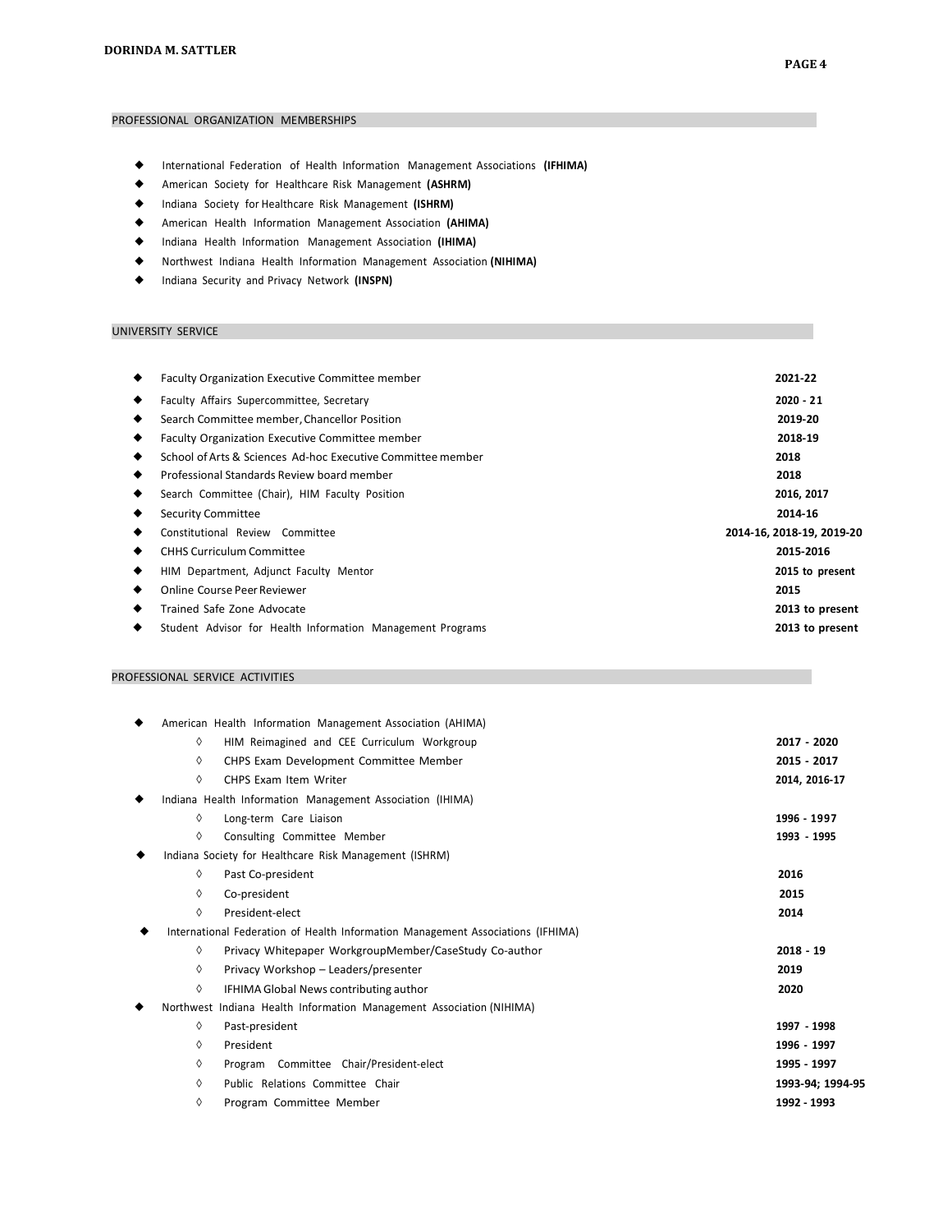## PROFESSIONAL ORGANIZATION MEMBERSHIPS

- International Federation of Health Information Management Associations **(IFHIMA)**
- American Society for Healthcare Risk Management **(ASHRM)**
- Indiana Society for Healthcare Risk Management **(ISHRM)**
- American Health Information Management Association **(AHIMA)**
- Indiana Health Information Management Association **(IHIMA)**
- Northwest Indiana Health Information Management Association **(NIHIMA)**
- Indiana Security and Privacy Network **(INSPN)**

## UNIVERSITY SERVICE

| | |
|---|---|
| Faculty Organization Executive Committee member | **2021-22** |
| Faculty Affairs Supercommittee, Secretary | **2020 - 21** |
| Search Committee member, Chancellor Position | **2019-20** |
| Faculty Organization Executive Committee member | **2018-19** |
| School of Arts & Sciences Ad-hoc Executive Committee member | **2018** |
| Professional Standards Review board member | **2018** |
| Search Committee (Chair), HIM Faculty Position | **2016, 2017** |
| Security Committee | **2014-16** |
| Constitutional Review Committee | **2014-16, 2018-19, 2019-20** |
| CHHS Curriculum Committee | **2015-2016** |
| HIM Department, Adjunct Faculty Mentor | **2015 to present** |
| Online Course Peer Reviewer | **2015** |
| Trained Safe Zone Advocate | **2013 to present** |
| Student Advisor for Health Information Management Programs | **2013 to present** |

## PROFESSIONAL SERVICE ACTIVITIES

| | |
|---|---|
| American Health Information Management Association (AHIMA) | |
| ◊ HIM Reimagined and CEE Curriculum Workgroup | **2017 - 2020** |
| ◊ CHPS Exam Development Committee Member | **2015 - 2017** |
| ◊ CHPS Exam Item Writer | **2014, 2016-17** |
| Indiana Health Information Management Association (IHIMA) | |
| ◊ Long-term Care Liaison | **1996 - 1997** |
| ◊ Consulting Committee Member | **1993 - 1995** |
| Indiana Society for Healthcare Risk Management (ISHRM) | |
| ◊ Past Co-president | **2016** |
| ◊ Co-president | **2015** |
| ◊ President-elect | **2014** |
| International Federation of Health Information Management Associations (IFHIMA) | |
| ◊ Privacy Whitepaper WorkgroupMember/CaseStudy Co-author | **2018 - 19** |
| ◊ Privacy Workshop – Leaders/presenter | **2019** |
| ◊ IFHIMA Global News contributing author | **2020** |
| Northwest Indiana Health Information Management Association (NIHIMA) | |
| ◊ Past-president | **1997 - 1998** |
| ◊ President | **1996 - 1997** |
| ◊ Program Committee Chair/President-elect | **1995 - 1997** |
| ◊ Public Relations Committee Chair | **1993-94; 1994-95** |
| ◊ Program Committee Member | **1992 - 1993** |